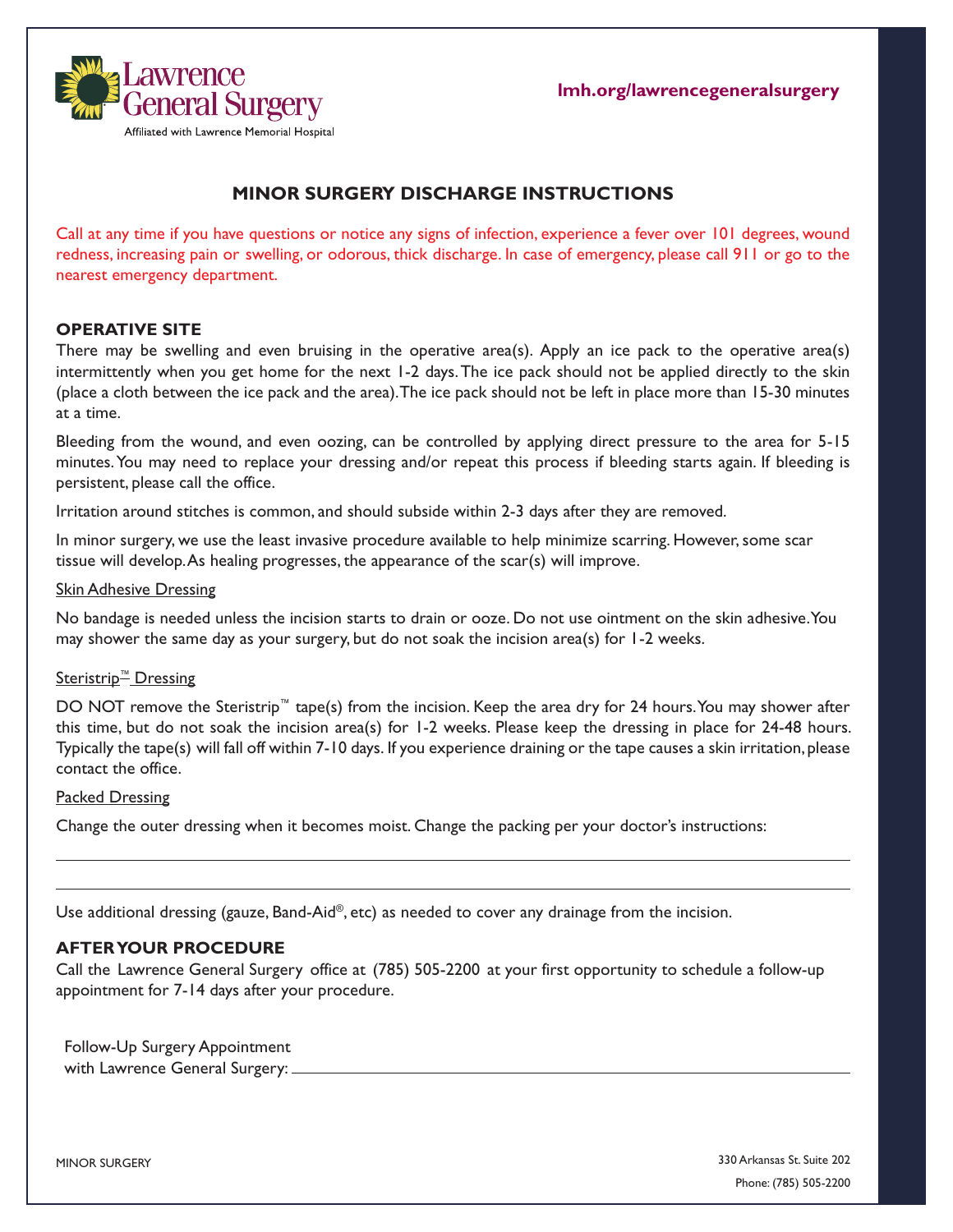Lawrence General Surgery
Affiliated with Lawrence Memorial Hospital

lmh.org/lawrencegeneralsurgery

# MINOR SURGERY DISCHARGE INSTRUCTIONS

Call at any time if you have questions or notice any signs of infection, experience a fever over 101 degrees, wound redness, increasing pain or swelling, or odorous, thick discharge. In case of emergency, please call 911 or go to the nearest emergency department.

## OPERATIVE SITE

There may be swelling and even bruising in the operative area(s). Apply an ice pack to the operative area(s) intermittently when you get home for the next 1-2 days. The ice pack should not be applied directly to the skin (place a cloth between the ice pack and the area). The ice pack should not be left in place more than 15-30 minutes at a time.

Bleeding from the wound, and even oozing, can be controlled by applying direct pressure to the area for 5-15 minutes. You may need to replace your dressing and/or repeat this process if bleeding starts again. If bleeding is persistent, please call the office.

Irritation around stitches is common, and should subside within 2-3 days after they are removed.

In minor surgery, we use the least invasive procedure available to help minimize scarring. However, some scar tissue will develop. As healing progresses, the appearance of the scar(s) will improve.

### Skin Adhesive Dressing

No bandage is needed unless the incision starts to drain or ooze. Do not use ointment on the skin adhesive. You may shower the same day as your surgery, but do not soak the incision area(s) for 1-2 weeks.

### Steristrip™ Dressing

DO NOT remove the Steristrip™ tape(s) from the incision. Keep the area dry for 24 hours. You may shower after this time, but do not soak the incision area(s) for 1-2 weeks. Please keep the dressing in place for 24-48 hours. Typically the tape(s) will fall off within 7-10 days. If you experience draining or the tape causes a skin irritation, please contact the office.

### Packed Dressing

Change the outer dressing when it becomes moist. Change the packing per your doctor's instructions:

_______________________________________________

_______________________________________________

Use additional dressing (gauze, Band-Aid®, etc) as needed to cover any drainage from the incision.

## AFTER YOUR PROCEDURE

Call the Lawrence General Surgery office at (785) 505-2200 at your first opportunity to schedule a follow-up appointment for 7-14 days after your procedure.

Follow-Up Surgery Appointment
with Lawrence General Surgery: _______________________________________________

MINOR SURGERY

330 Arkansas St. Suite 202
Phone: (785) 505-2200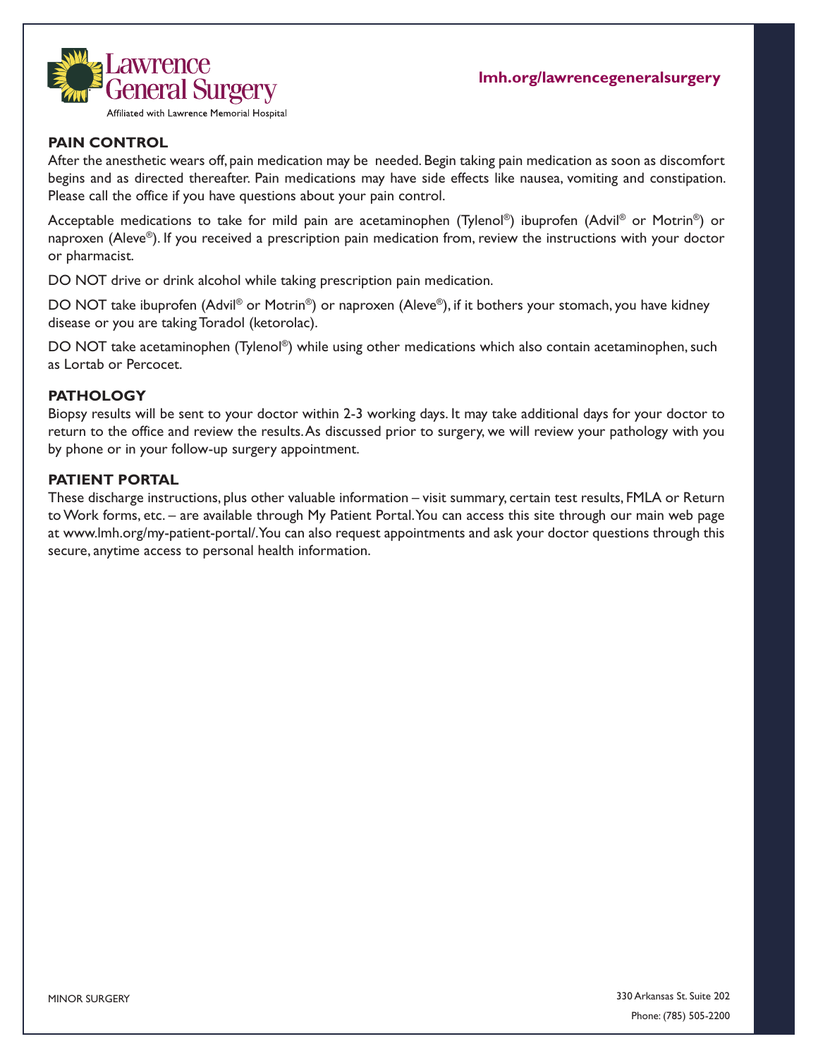## PAIN CONTROL

After the anesthetic wears off, pain medication may be needed. Begin taking pain medication as soon as discomfort begins and as directed thereafter. Pain medications may have side effects like nausea, vomiting and constipation. Please call the office if you have questions about your pain control.

Acceptable medications to take for mild pain are acetaminophen (Tylenol®) ibuprofen (Advil® or Motrin®) or naproxen (Aleve®). If you received a prescription pain medication from, review the instructions with your doctor or pharmacist.

DO NOT drive or drink alcohol while taking prescription pain medication.

DO NOT take ibuprofen (Advil® or Motrin®) or naproxen (Aleve®), if it bothers your stomach, you have kidney disease or you are taking Toradol (ketorolac).

DO NOT take acetaminophen (Tylenol®) while using other medications which also contain acetaminophen, such as Lortab or Percocet.

## PATHOLOGY

Biopsy results will be sent to your doctor within 2-3 working days. It may take additional days for your doctor to return to the office and review the results. As discussed prior to surgery, we will review your pathology with you by phone or in your follow-up surgery appointment.

## PATIENT PORTAL

These discharge instructions, plus other valuable information – visit summary, certain test results, FMLA or Return to Work forms, etc. – are available through My Patient Portal. You can access this site through our main web page at www.lmh.org/my-patient-portal/. You can also request appointments and ask your doctor questions through this secure, anytime access to personal health information.